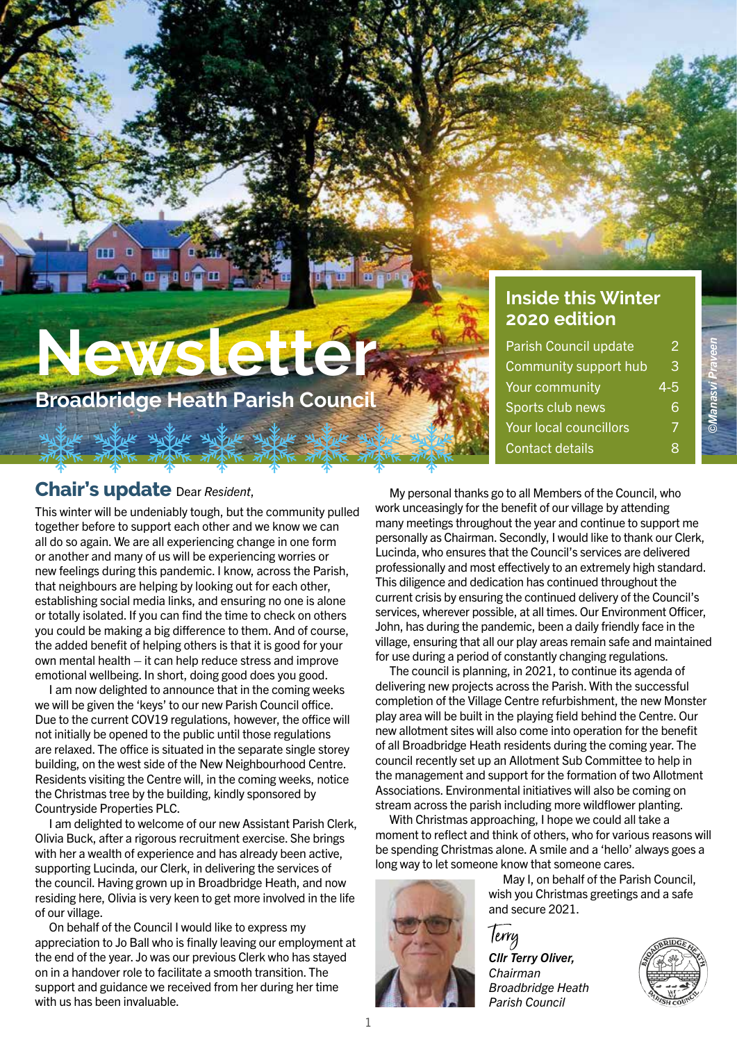# Newsletter

## Broadbridge Heath Parish Council

### Inside this Winter 2020 edition

| | |
|---|---|
| Parish Council update | 2 |
| Community support hub | 3 |
| Your community | 4-5 |
| Sports club news | 6 |
| Your local councillors | 7 |
| Contact details | 8 |

©Manasvi Praveen

## Chair's update

Dear *Resident*,

This winter will be undeniably tough, but the community pulled together before to support each other and we know we can all do so again. We are all experiencing change in one form or another and many of us will be experiencing worries or new feelings during this pandemic. I know, across the Parish, that neighbours are helping by looking out for each other, establishing social media links, and ensuring no one is alone or totally isolated. If you can find the time to check on others you could be making a big difference to them. And of course, the added benefit of helping others is that it is good for your own mental health – it can help reduce stress and improve emotional wellbeing. In short, doing good does you good.

I am now delighted to announce that in the coming weeks we will be given the 'keys' to our new Parish Council office. Due to the current COV19 regulations, however, the office will not initially be opened to the public until those regulations are relaxed. The office is situated in the separate single storey building, on the west side of the New Neighbourhood Centre. Residents visiting the Centre will, in the coming weeks, notice the Christmas tree by the building, kindly sponsored by Countryside Properties PLC.

I am delighted to welcome of our new Assistant Parish Clerk, Olivia Buck, after a rigorous recruitment exercise. She brings with her a wealth of experience and has already been active, supporting Lucinda, our Clerk, in delivering the services of the council. Having grown up in Broadbridge Heath, and now residing here, Olivia is very keen to get more involved in the life of our village.

On behalf of the Council I would like to express my appreciation to Jo Ball who is finally leaving our employment at the end of the year. Jo was our previous Clerk who has stayed on in a handover role to facilitate a smooth transition. The support and guidance we received from her during her time with us has been invaluable.

My personal thanks go to all Members of the Council, who work unceasingly for the benefit of our village by attending many meetings throughout the year and continue to support me personally as Chairman. Secondly, I would like to thank our Clerk, Lucinda, who ensures that the Council's services are delivered professionally and most effectively to an extremely high standard. This diligence and dedication has continued throughout the current crisis by ensuring the continued delivery of the Council's services, wherever possible, at all times. Our Environment Officer, John, has during the pandemic, been a daily friendly face in the village, ensuring that all our play areas remain safe and maintained for use during a period of constantly changing regulations.

The council is planning, in 2021, to continue its agenda of delivering new projects across the Parish. With the successful completion of the Village Centre refurbishment, the new Monster play area will be built in the playing field behind the Centre. Our new allotment sites will also come into operation for the benefit of all Broadbridge Heath residents during the coming year. The council recently set up an Allotment Sub Committee to help in the management and support for the formation of two Allotment Associations. Environmental initiatives will also be coming on stream across the parish including more wildflower planting.

With Christmas approaching, I hope we could all take a moment to reflect and think of others, who for various reasons will be spending Christmas alone. A smile and a 'hello' always goes a long way to let someone know that someone cares.

May I, on behalf of the Parish Council, wish you Christmas greetings and a safe and secure 2021.

*Terry*

***Cllr Terry Oliver,***
*Chairman*
*Broadbridge Heath Parish Council*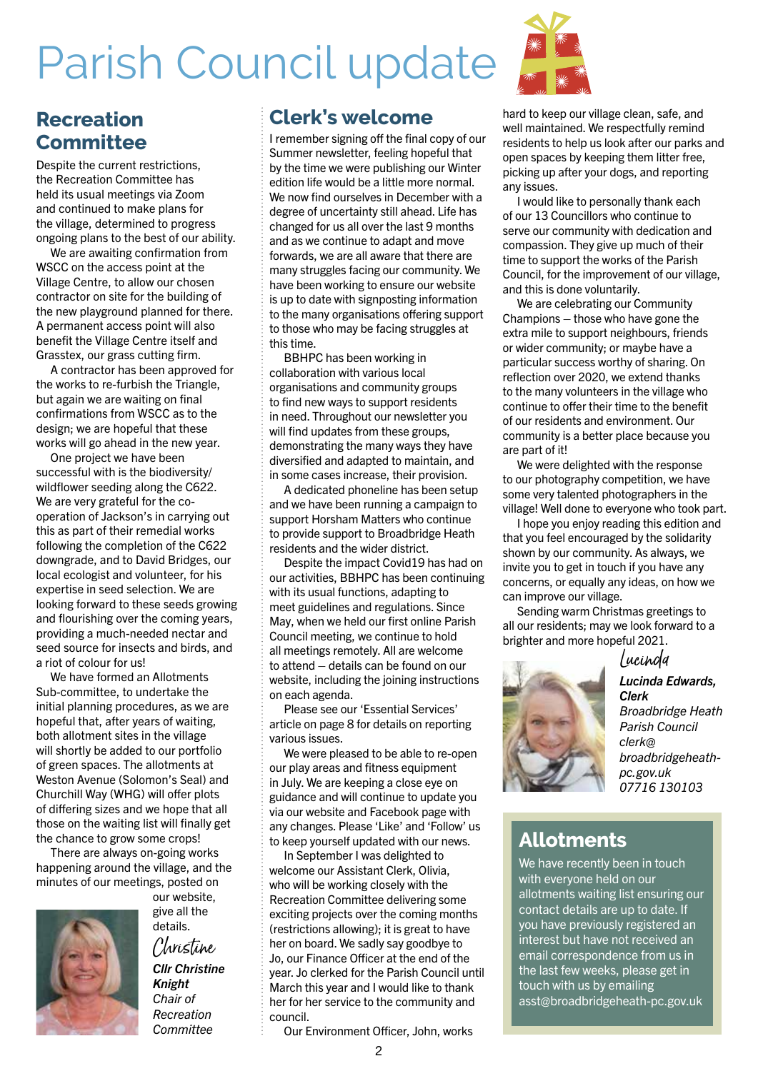# Parish Council update

## Recreation Committee

Despite the current restrictions, the Recreation Committee has held its usual meetings via Zoom and continued to make plans for the village, determined to progress ongoing plans to the best of our ability.

We are awaiting confirmation from WSCC on the access point at the Village Centre, to allow our chosen contractor on site for the building of the new playground planned for there. A permanent access point will also benefit the Village Centre itself and Grasstex, our grass cutting firm.

A contractor has been approved for the works to re-furbish the Triangle, but again we are waiting on final confirmations from WSCC as to the design; we are hopeful that these works will go ahead in the new year.

One project we have been successful with is the biodiversity/wildflower seeding along the C622. We are very grateful for the co-operation of Jackson's in carrying out this as part of their remedial works following the completion of the C622 downgrade, and to David Bridges, our local ecologist and volunteer, for his expertise in seed selection. We are looking forward to these seeds growing and flourishing over the coming years, providing a much-needed nectar and seed source for insects and birds, and a riot of colour for us!

We have formed an Allotments Sub-committee, to undertake the initial planning procedures, as we are hopeful that, after years of waiting, both allotment sites in the village will shortly be added to our portfolio of green spaces. The allotments at Weston Avenue (Solomon's Seal) and Churchill Way (WHG) will offer plots of differing sizes and we hope that all those on the waiting list will finally get the chance to grow some crops!

There are always on-going works happening around the village, and the minutes of our meetings, posted on our website, give all the details.

*Christine*

***Cllr Christine Knight***
*Chair of Recreation Committee*

## Clerk's welcome

I remember signing off the final copy of our Summer newsletter, feeling hopeful that by the time we were publishing our Winter edition life would be a little more normal. We now find ourselves in December with a degree of uncertainty still ahead. Life has changed for us all over the last 9 months and as we continue to adapt and move forwards, we are all aware that there are many struggles facing our community. We have been working to ensure our website is up to date with signposting information to the many organisations offering support to those who may be facing struggles at this time.

BBHPC has been working in collaboration with various local organisations and community groups to find new ways to support residents in need. Throughout our newsletter you will find updates from these groups, demonstrating the many ways they have diversified and adapted to maintain, and in some cases increase, their provision.

A dedicated phoneline has been setup and we have been running a campaign to support Horsham Matters who continue to provide support to Broadbridge Heath residents and the wider district.

Despite the impact Covid19 has had on our activities, BBHPC has been continuing with its usual functions, adapting to meet guidelines and regulations. Since May, when we held our first online Parish Council meeting, we continue to hold all meetings remotely. All are welcome to attend – details can be found on our website, including the joining instructions on each agenda.

Please see our 'Essential Services' article on page 8 for details on reporting various issues.

We were pleased to be able to re-open our play areas and fitness equipment in July. We are keeping a close eye on guidance and will continue to update you via our website and Facebook page with any changes. Please 'Like' and 'Follow' us to keep yourself updated with our news.

In September I was delighted to welcome our Assistant Clerk, Olivia, who will be working closely with the Recreation Committee delivering some exciting projects over the coming months (restrictions allowing); it is great to have her on board. We sadly say goodbye to Jo, our Finance Officer at the end of the year. Jo clerked for the Parish Council until March this year and I would like to thank her for her service to the community and council.

Our Environment Officer, John, works hard to keep our village clean, safe, and well maintained. We respectfully remind residents to help us look after our parks and open spaces by keeping them litter free, picking up after your dogs, and reporting any issues.

I would like to personally thank each of our 13 Councillors who continue to serve our community with dedication and compassion. They give up much of their time to support the works of the Parish Council, for the improvement of our village, and this is done voluntarily.

We are celebrating our Community Champions – those who have gone the extra mile to support neighbours, friends or wider community; or maybe have a particular success worthy of sharing. On reflection over 2020, we extend thanks to the many volunteers in the village who continue to offer their time to the benefit of our residents and environment. Our community is a better place because you are part of it!

We were delighted with the response to our photography competition, we have some very talented photographers in the village! Well done to everyone who took part.

I hope you enjoy reading this edition and that you feel encouraged by the solidarity shown by our community. As always, we invite you to get in touch if you have any concerns, or equally any ideas, on how we can improve our village.

Sending warm Christmas greetings to all our residents; may we look forward to a brighter and more hopeful 2021.

*Lucinda*

***Lucinda Edwards, Clerk***
*Broadbridge Heath Parish Council*
*clerk@broadbridgeheath-pc.gov.uk*
*07716 130103*

## Allotments

We have recently been in touch with everyone held on our allotments waiting list ensuring our contact details are up to date. If you have previously registered an interest but have not received an email correspondence from us in the last few weeks, please get in touch with us by emailing asst@broadbridgeheath-pc.gov.uk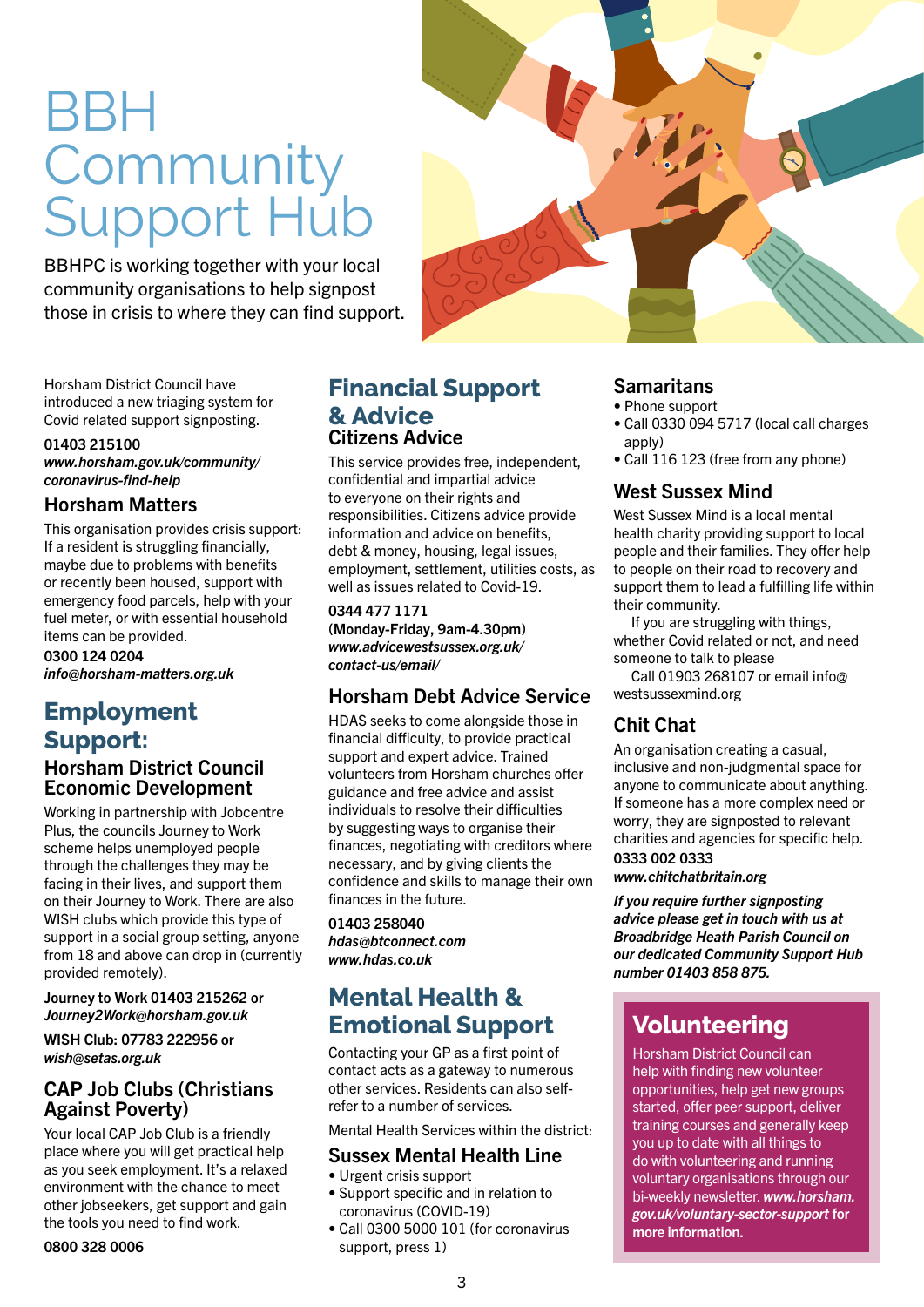# BBH Community Support Hub

BBHPC is working together with your local community organisations to help signpost those in crisis to where they can find support.

Horsham District Council have introduced a new triaging system for Covid related support signposting.

**01403 215100**
***www.horsham.gov.uk/community/coronavirus-find-help***

### Horsham Matters

This organisation provides crisis support: If a resident is struggling financially, maybe due to problems with benefits or recently been housed, support with emergency food parcels, help with your fuel meter, or with essential household items can be provided.

**0300 124 0204**
***info@horsham-matters.org.uk***

## Employment Support:

### Horsham District Council Economic Development

Working in partnership with Jobcentre Plus, the councils Journey to Work scheme helps unemployed people through the challenges they may be facing in their lives, and support them on their Journey to Work. There are also WISH clubs which provide this type of support in a social group setting, anyone from 18 and above can drop in (currently provided remotely).

**Journey to Work 01403 215262 or *Journey2Work@horsham.gov.uk***

**WISH Club: 07783 222956 or *wish@setas.org.uk***

### CAP Job Clubs (Christians Against Poverty)

Your local CAP Job Club is a friendly place where you will get practical help as you seek employment. It's a relaxed environment with the chance to meet other jobseekers, get support and gain the tools you need to find work.

**0800 328 0006**

## Financial Support & Advice

### Citizens Advice

This service provides free, independent, confidential and impartial advice to everyone on their rights and responsibilities. Citizens advice provide information and advice on benefits, debt & money, housing, legal issues, employment, settlement, utilities costs, as well as issues related to Covid-19.

**0344 477 1171**
**(Monday-Friday, 9am-4.30pm)**
***www.advicewestsussex.org.uk/contact-us/email/***

### Horsham Debt Advice Service

HDAS seeks to come alongside those in financial difficulty, to provide practical support and expert advice. Trained volunteers from Horsham churches offer guidance and free advice and assist individuals to resolve their difficulties by suggesting ways to organise their finances, negotiating with creditors where necessary, and by giving clients the confidence and skills to manage their own finances in the future.

**01403 258040**
***hdas@btconnect.com***
***www.hdas.co.uk***

## Mental Health & Emotional Support

Contacting your GP as a first point of contact acts as a gateway to numerous other services. Residents can also self-refer to a number of services.

Mental Health Services within the district:

### Sussex Mental Health Line

- Urgent crisis support
- Support specific and in relation to coronavirus (COVID-19)
- Call 0300 5000 101 (for coronavirus support, press 1)

### Samaritans

- Phone support
- Call 0330 094 5717 (local call charges apply)
- Call 116 123 (free from any phone)

### West Sussex Mind

West Sussex Mind is a local mental health charity providing support to local people and their families. They offer help to people on their road to recovery and support them to lead a fulfilling life within their community.

If you are struggling with things, whether Covid related or not, and need someone to talk to please

Call 01903 268107 or email info@westsussexmind.org

### Chit Chat

An organisation creating a casual, inclusive and non-judgmental space for anyone to communicate about anything. If someone has a more complex need or worry, they are signposted to relevant charities and agencies for specific help.

**0333 002 0333**
***www.chitchatbritain.org***

***If you require further signposting advice please get in touch with us at Broadbridge Heath Parish Council on our dedicated Community Support Hub number 01403 858 875.***

## Volunteering

Horsham District Council can help with finding new volunteer opportunities, help get new groups started, offer peer support, deliver training courses and generally keep you up to date with all things to do with volunteering and running voluntary organisations through our bi-weekly newsletter. ***www.horsham.gov.uk/voluntary-sector-support*** **for more information.**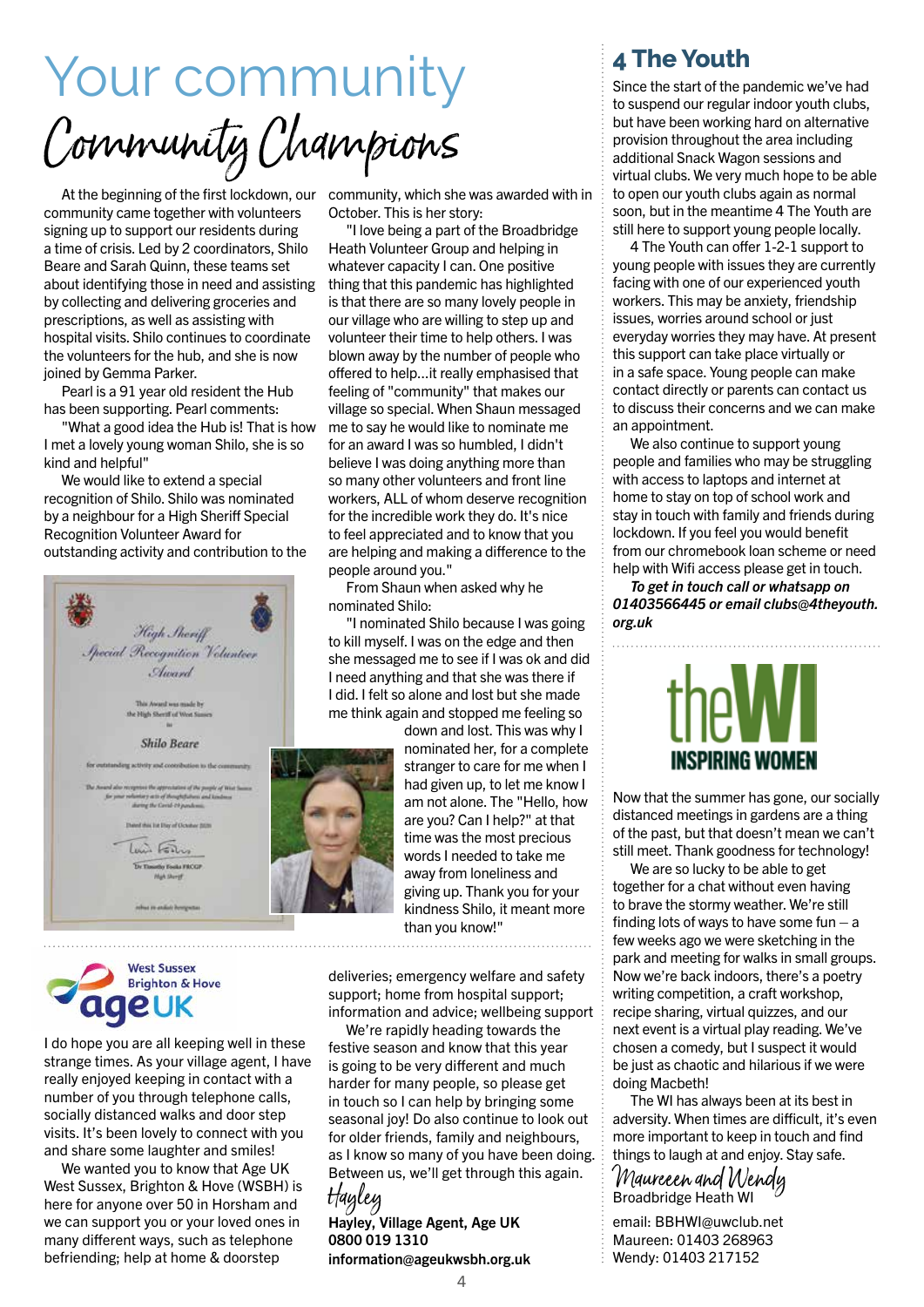# Your community

## Community Champions

At the beginning of the first lockdown, our community came together with volunteers signing up to support our residents during a time of crisis. Led by 2 coordinators, Shilo Beare and Sarah Quinn, these teams set about identifying those in need and assisting by collecting and delivering groceries and prescriptions, as well as assisting with hospital visits. Shilo continues to coordinate the volunteers for the hub, and she is now joined by Gemma Parker.

Pearl is a 91 year old resident the Hub has been supporting. Pearl comments:

"What a good idea the Hub is! That is how I met a lovely young woman Shilo, she is so kind and helpful"

We would like to extend a special recognition of Shilo. Shilo was nominated by a neighbour for a High Sheriff Special Recognition Volunteer Award for outstanding activity and contribution to the community, which she was awarded with in October. This is her story:

"I love being a part of the Broadbridge Heath Volunteer Group and helping in whatever capacity I can. One positive thing that this pandemic has highlighted is that there are so many lovely people in our village who are willing to step up and volunteer their time to help others. I was blown away by the number of people who offered to help...it really emphasised that feeling of "community" that makes our village so special. When Shaun messaged me to say he would like to nominate me for an award I was so humbled, I didn't believe I was doing anything more than so many other volunteers and front line workers, ALL of whom deserve recognition for the incredible work they do. It's nice to feel appreciated and to know that you are helping and making a difference to the people around you."

From Shaun when asked why he nominated Shilo:

"I nominated Shilo because I was going to kill myself. I was on the edge and then she messaged me to see if I was ok and did I need anything and that she was there if I did. I felt so alone and lost but she made me think again and stopped me feeling so down and lost. This was why I nominated her, for a complete stranger to care for me when I had given up, to let me know I am not alone. The "Hello, how are you? Can I help?" at that time was the most precious words I needed to take me away from loneliness and giving up. Thank you for your kindness Shilo, it meant more than you know!"

## West Sussex Brighton & Hove ageUK

I do hope you are all keeping well in these strange times. As your village agent, I have really enjoyed keeping in contact with a number of you through telephone calls, socially distanced walks and door step visits. It's been lovely to connect with you and share some laughter and smiles!

We wanted you to know that Age UK West Sussex, Brighton & Hove (WSBH) is here for anyone over 50 in Horsham and we can support you or your loved ones in many different ways, such as telephone befriending; help at home & doorstep deliveries; emergency welfare and safety support; home from hospital support; information and advice; wellbeing support

We're rapidly heading towards the festive season and know that this year is going to be very different and much harder for many people, so please get in touch so I can help by bringing some seasonal joy! Do also continue to look out for older friends, family and neighbours, as I know so many of you have been doing. Between us, we'll get through this again.

*Hayley*

**Hayley, Village Agent, Age UK**
**0800 019 1310**
**information@ageukwsbh.org.uk**

## 4 The Youth

Since the start of the pandemic we've had to suspend our regular indoor youth clubs, but have been working hard on alternative provision throughout the area including additional Snack Wagon sessions and virtual clubs. We very much hope to be able to open our youth clubs again as normal soon, but in the meantime 4 The Youth are still here to support young people locally.

4 The Youth can offer 1-2-1 support to young people with issues they are currently facing with one of our experienced youth workers. This may be anxiety, friendship issues, worries around school or just everyday worries they may have. At present this support can take place virtually or in a safe space. Young people can make contact directly or parents can contact us to discuss their concerns and we can make an appointment.

We also continue to support young people and families who may be struggling with access to laptops and internet at home to stay on top of school work and stay in touch with family and friends during lockdown. If you feel you would benefit from our chromebook loan scheme or need help with Wifi access please get in touch.

***To get in touch call or whatsapp on 01403566445 or email clubs@4theyouth.org.uk***

## theWI INSPIRING WOMEN

Now that the summer has gone, our socially distanced meetings in gardens are a thing of the past, but that doesn't mean we can't still meet. Thank goodness for technology!

We are so lucky to be able to get together for a chat without even having to brave the stormy weather. We're still finding lots of ways to have some fun – a few weeks ago we were sketching in the park and meeting for walks in small groups. Now we're back indoors, there's a poetry writing competition, a craft workshop, recipe sharing, virtual quizzes, and our next event is a virtual play reading. We've chosen a comedy, but I suspect it would be just as chaotic and hilarious if we were doing Macbeth!

The WI has always been at its best in adversity. When times are difficult, it's even more important to keep in touch and find things to laugh at and enjoy. Stay safe.

*Maureen and Wendy*
Broadbridge Heath WI

email: BBHWI@uwclub.net
Maureen: 01403 268963
Wendy: 01403 217152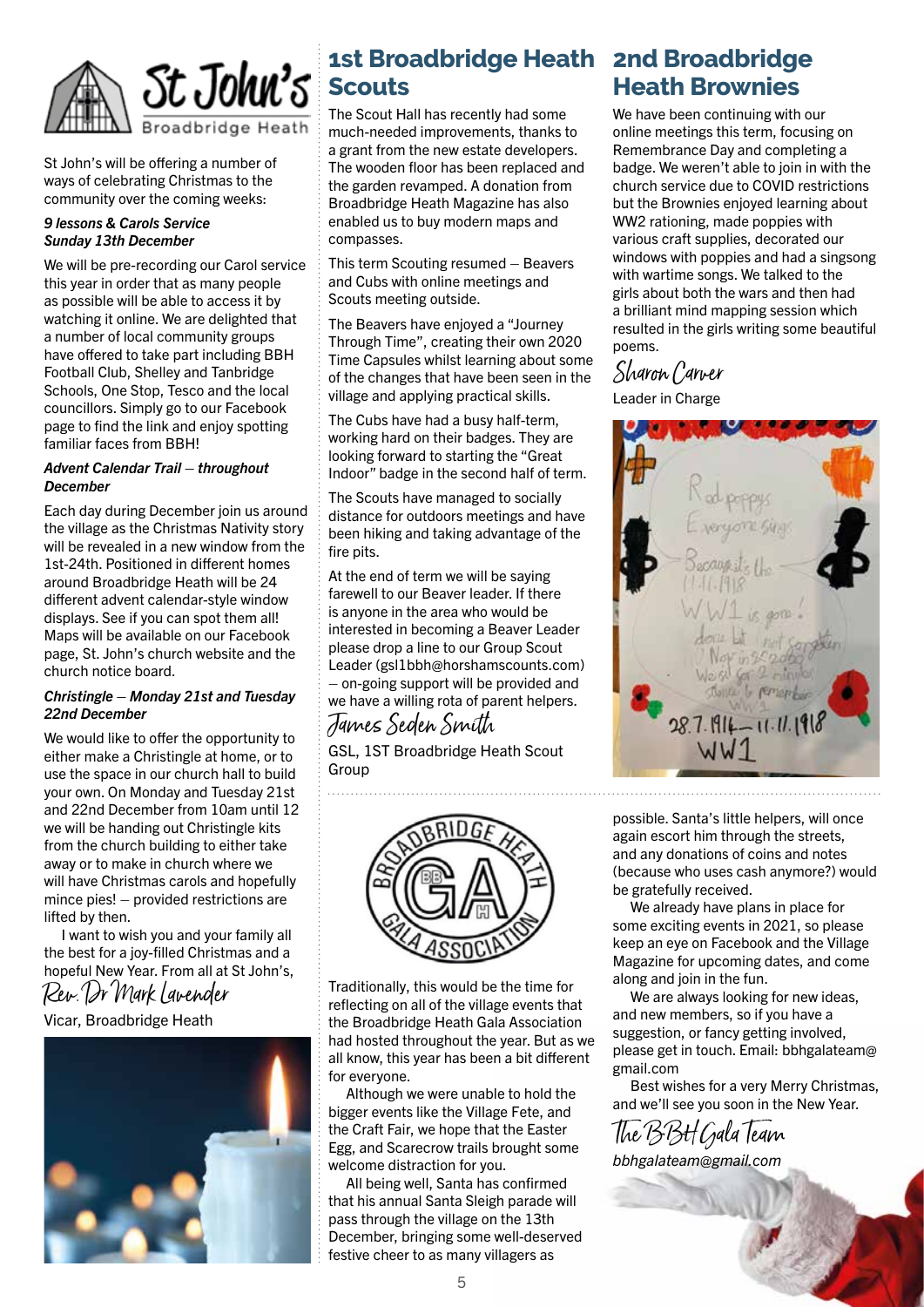# St John's Broadbridge Heath

St John's will be offering a number of ways of celebrating Christmas to the community over the coming weeks:

***9 lessons & Carols Service Sunday 13th December***

We will be pre-recording our Carol service this year in order that as many people as possible will be able to access it by watching it online. We are delighted that a number of local community groups have offered to take part including BBH Football Club, Shelley and Tanbridge Schools, One Stop, Tesco and the local councillors. Simply go to our Facebook page to find the link and enjoy spotting familiar faces from BBH!

***Advent Calendar Trail – throughout December***

Each day during December join us around the village as the Christmas Nativity story will be revealed in a new window from the 1st-24th. Positioned in different homes around Broadbridge Heath will be 24 different advent calendar-style window displays. See if you can spot them all! Maps will be available on our Facebook page, St. John's church website and the church notice board.

***Christingle – Monday 21st and Tuesday 22nd December***

We would like to offer the opportunity to either make a Christingle at home, or to use the space in our church hall to build your own. On Monday and Tuesday 21st and 22nd December from 10am until 12 we will be handing out Christingle kits from the church building to either take away or to make in church where we will have Christmas carols and hopefully mince pies! – provided restrictions are lifted by then.

I want to wish you and your family all the best for a joy-filled Christmas and a hopeful New Year. From all at St John's,

*Rev. Dr Mark Lavender*

Vicar, Broadbridge Heath

## 1st Broadbridge Heath Scouts

The Scout Hall has recently had some much-needed improvements, thanks to a grant from the new estate developers. The wooden floor has been replaced and the garden revamped. A donation from Broadbridge Heath Magazine has also enabled us to buy modern maps and compasses.

This term Scouting resumed – Beavers and Cubs with online meetings and Scouts meeting outside.

The Beavers have enjoyed a "Journey Through Time", creating their own 2020 Time Capsules whilst learning about some of the changes that have been seen in the village and applying practical skills.

The Cubs have had a busy half-term, working hard on their badges. They are looking forward to starting the "Great Indoor" badge in the second half of term.

The Scouts have managed to socially distance for outdoors meetings and have been hiking and taking advantage of the fire pits.

At the end of term we will be saying farewell to our Beaver leader. If there is anyone in the area who would be interested in becoming a Beaver Leader please drop a line to our Group Scout Leader (gsl1bbh@horshamscounts.com) – on-going support will be provided and we have a willing rota of parent helpers.

*James Seden Smith*

GSL, 1ST Broadbridge Heath Scout Group

## 2nd Broadbridge Heath Brownies

We have been continuing with our online meetings this term, focusing on Remembrance Day and completing a badge. We weren't able to join in with the church service due to COVID restrictions but the Brownies enjoyed learning about WW2 rationing, made poppies with various craft supplies, decorated our windows with poppies and had a singsong with wartime songs. We talked to the girls about both the wars and then had a brilliant mind mapping session which resulted in the girls writing some beautiful poems.

*Sharon Carver*

Leader in Charge

## Broadbridge Heath Gala Association

Traditionally, this would be the time for reflecting on all of the village events that the Broadbridge Heath Gala Association had hosted throughout the year. But as we all know, this year has been a bit different for everyone.

Although we were unable to hold the bigger events like the Village Fete, and the Craft Fair, we hope that the Easter Egg, and Scarecrow trails brought some welcome distraction for you.

All being well, Santa has confirmed that his annual Santa Sleigh parade will pass through the village on the 13th December, bringing some well-deserved festive cheer to as many villagers as possible. Santa's little helpers, will once again escort him through the streets, and any donations of coins and notes (because who uses cash anymore?) would be gratefully received.

We already have plans in place for some exciting events in 2021, so please keep an eye on Facebook and the Village Magazine for upcoming dates, and come along and join in the fun.

We are always looking for new ideas, and new members, so if you have a suggestion, or fancy getting involved, please get in touch. Email: bbhgalateam@gmail.com

Best wishes for a very Merry Christmas, and we'll see you soon in the New Year.

*The BBH Gala Team*

*bbhgalateam@gmail.com*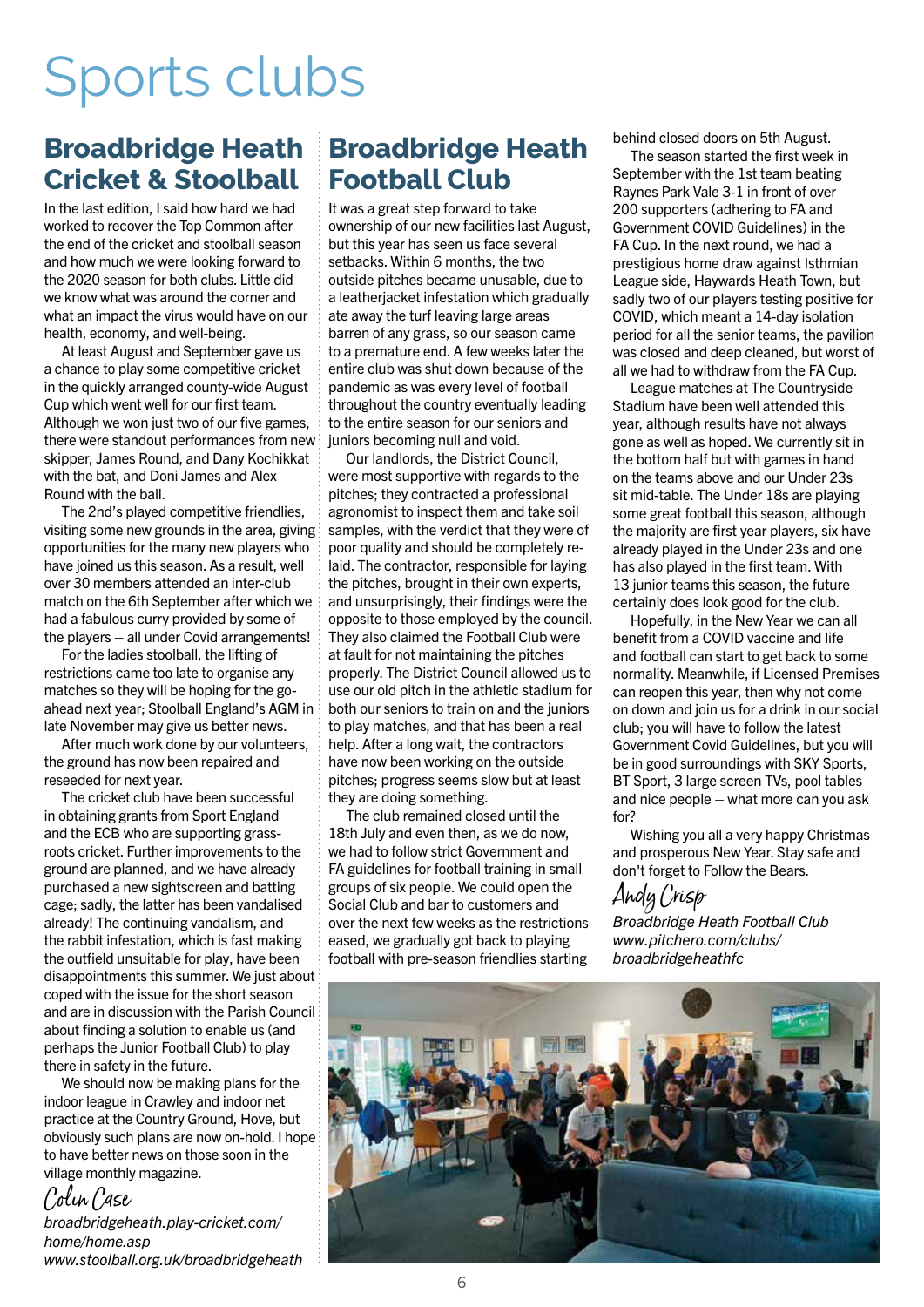# Sports clubs

## Broadbridge Heath Cricket & Stoolball

In the last edition, I said how hard we had worked to recover the Top Common after the end of the cricket and stoolball season and how much we were looking forward to the 2020 season for both clubs. Little did we know what was around the corner and what an impact the virus would have on our health, economy, and well-being.

At least August and September gave us a chance to play some competitive cricket in the quickly arranged county-wide August Cup which went well for our first team. Although we won just two of our five games, there were standout performances from new skipper, James Round, and Dany Kochikkat with the bat, and Doni James and Alex Round with the ball.

The 2nd's played competitive friendlies, visiting some new grounds in the area, giving opportunities for the many new players who have joined us this season. As a result, well over 30 members attended an inter-club match on the 6th September after which we had a fabulous curry provided by some of the players – all under Covid arrangements!

For the ladies stoolball, the lifting of restrictions came too late to organise any matches so they will be hoping for the go-ahead next year; Stoolball England's AGM in late November may give us better news.

After much work done by our volunteers, the ground has now been repaired and reseeded for next year.

The cricket club have been successful in obtaining grants from Sport England and the ECB who are supporting grass-roots cricket. Further improvements to the ground are planned, and we have already purchased a new sightscreen and batting cage; sadly, the latter has been vandalised already! The continuing vandalism, and the rabbit infestation, which is fast making the outfield unsuitable for play, have been disappointments this summer. We just about coped with the issue for the short season and are in discussion with the Parish Council about finding a solution to enable us (and perhaps the Junior Football Club) to play there in safety in the future.

We should now be making plans for the indoor league in Crawley and indoor net practice at the Country Ground, Hove, but obviously such plans are now on-hold. I hope to have better news on those soon in the village monthly magazine.

*Colin Case*

*broadbridgeheath.play-cricket.com/home/home.asp*
*www.stoolball.org.uk/broadbridgeheath*

## Broadbridge Heath Football Club

It was a great step forward to take ownership of our new facilities last August, but this year has seen us face several setbacks. Within 6 months, the two outside pitches became unusable, due to a leatherjacket infestation which gradually ate away the turf leaving large areas barren of any grass, so our season came to a premature end. A few weeks later the entire club was shut down because of the pandemic as was every level of football throughout the country eventually leading to the entire season for our seniors and juniors becoming null and void.

Our landlords, the District Council, were most supportive with regards to the pitches; they contracted a professional agronomist to inspect them and take soil samples, with the verdict that they were of poor quality and should be completely re-laid. The contractor, responsible for laying the pitches, brought in their own experts, and unsurprisingly, their findings were the opposite to those employed by the council. They also claimed the Football Club were at fault for not maintaining the pitches properly. The District Council allowed us to use our old pitch in the athletic stadium for both our seniors to train on and the juniors to play matches, and that has been a real help. After a long wait, the contractors have now been working on the outside pitches; progress seems slow but at least they are doing something.

The club remained closed until the 18th July and even then, as we do now, we had to follow strict Government and FA guidelines for football training in small groups of six people. We could open the Social Club and bar to customers and over the next few weeks as the restrictions eased, we gradually got back to playing football with pre-season friendlies starting behind closed doors on 5th August.

The season started the first week in September with the 1st team beating Raynes Park Vale 3-1 in front of over 200 supporters (adhering to FA and Government COVID Guidelines) in the FA Cup. In the next round, we had a prestigious home draw against Isthmian League side, Haywards Heath Town, but sadly two of our players testing positive for COVID, which meant a 14-day isolation period for all the senior teams, the pavilion was closed and deep cleaned, but worst of all we had to withdraw from the FA Cup.

League matches at The Countryside Stadium have been well attended this year, although results have not always gone as well as hoped. We currently sit in the bottom half but with games in hand on the teams above and our Under 23s sit mid-table. The Under 18s are playing some great football this season, although the majority are first year players, six have already played in the Under 23s and one has also played in the first team. With 13 junior teams this season, the future certainly does look good for the club.

Hopefully, in the New Year we can all benefit from a COVID vaccine and life and football can start to get back to some normality. Meanwhile, if Licensed Premises can reopen this year, then why not come on down and join us for a drink in our social club; you will have to follow the latest Government Covid Guidelines, but you will be in good surroundings with SKY Sports, BT Sport, 3 large screen TVs, pool tables and nice people – what more can you ask for?

Wishing you all a very happy Christmas and prosperous New Year. Stay safe and don't forget to Follow the Bears.

*Andy Crisp*

*Broadbridge Heath Football Club*
*www.pitchero.com/clubs/broadbridgeheathfc*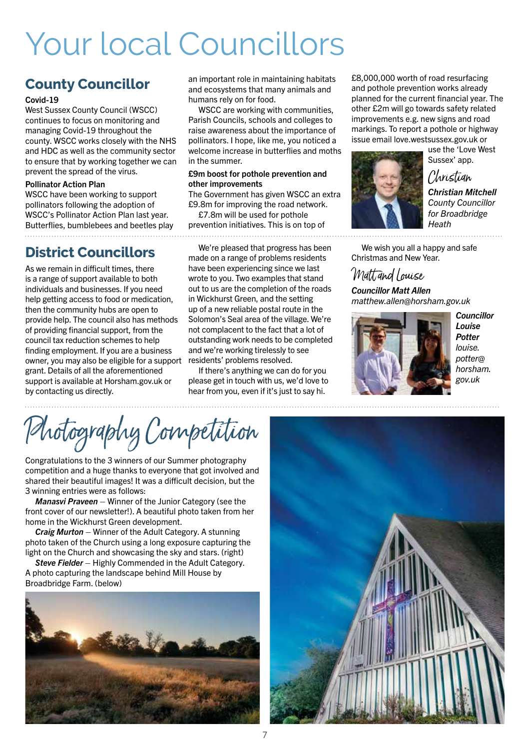# Your local Councillors

## County Councillor

**Covid-19**

West Sussex County Council (WSCC) continues to focus on monitoring and managing Covid-19 throughout the county. WSCC works closely with the NHS and HDC as well as the community sector to ensure that by working together we can prevent the spread of the virus.

**Pollinator Action Plan**

WSCC have been working to support pollinators following the adoption of WSCC's Pollinator Action Plan last year. Butterflies, bumblebees and beetles play an important role in maintaining habitats and ecosystems that many animals and humans rely on for food.

WSCC are working with communities, Parish Councils, schools and colleges to raise awareness about the importance of pollinators. I hope, like me, you noticed a welcome increase in butterflies and moths in the summer.

**£9m boost for pothole prevention and other improvements**

The Government has given WSCC an extra £9.8m for improving the road network.

£7.8m will be used for pothole prevention initiatives. This is on top of £8,000,000 worth of road resurfacing and pothole prevention works already planned for the current financial year. The other £2m will go towards safety related improvements e.g. new signs and road markings. To report a pothole or highway issue email love.westsussex.gov.uk or use the 'Love West Sussex' app.

Christian

***Christian Mitchell***
*County Councillor for Broadbridge Heath*

## District Councillors

As we remain in difficult times, there is a range of support available to both individuals and businesses. If you need help getting access to food or medication, then the community hubs are open to provide help. The council also has methods of providing financial support, from the council tax reduction schemes to help finding employment. If you are a business owner, you may also be eligible for a support grant. Details of all the aforementioned support is available at Horsham.gov.uk or by contacting us directly.

We're pleased that progress has been made on a range of problems residents have been experiencing since we last wrote to you. Two examples that stand out to us are the completion of the roads in Wickhurst Green, and the setting up of a new reliable postal route in the Solomon's Seal area of the village. We're not complacent to the fact that a lot of outstanding work needs to be completed and we're working tirelessly to see residents' problems resolved.

If there's anything we can do for you please get in touch with us, we'd love to hear from you, even if it's just to say hi.

We wish you all a happy and safe Christmas and New Year.

Matt and Louise

***Councillor Matt Allen***
*matthew.allen@horsham.gov.uk*

***Councillor Louise Potter***
*louise.potter@horsham.gov.uk*

# Photography Competition

Congratulations to the 3 winners of our Summer photography competition and a huge thanks to everyone that got involved and shared their beautiful images! It was a difficult decision, but the 3 winning entries were as follows:

***Manasvi Praveen*** – Winner of the Junior Category (see the front cover of our newsletter!). A beautiful photo taken from her home in the Wickhurst Green development.

***Craig Murton*** – Winner of the Adult Category. A stunning photo taken of the Church using a long exposure capturing the light on the Church and showcasing the sky and stars. (right)

***Steve Fielder*** – Highly Commended in the Adult Category. A photo capturing the landscape behind Mill House by Broadbridge Farm. (below)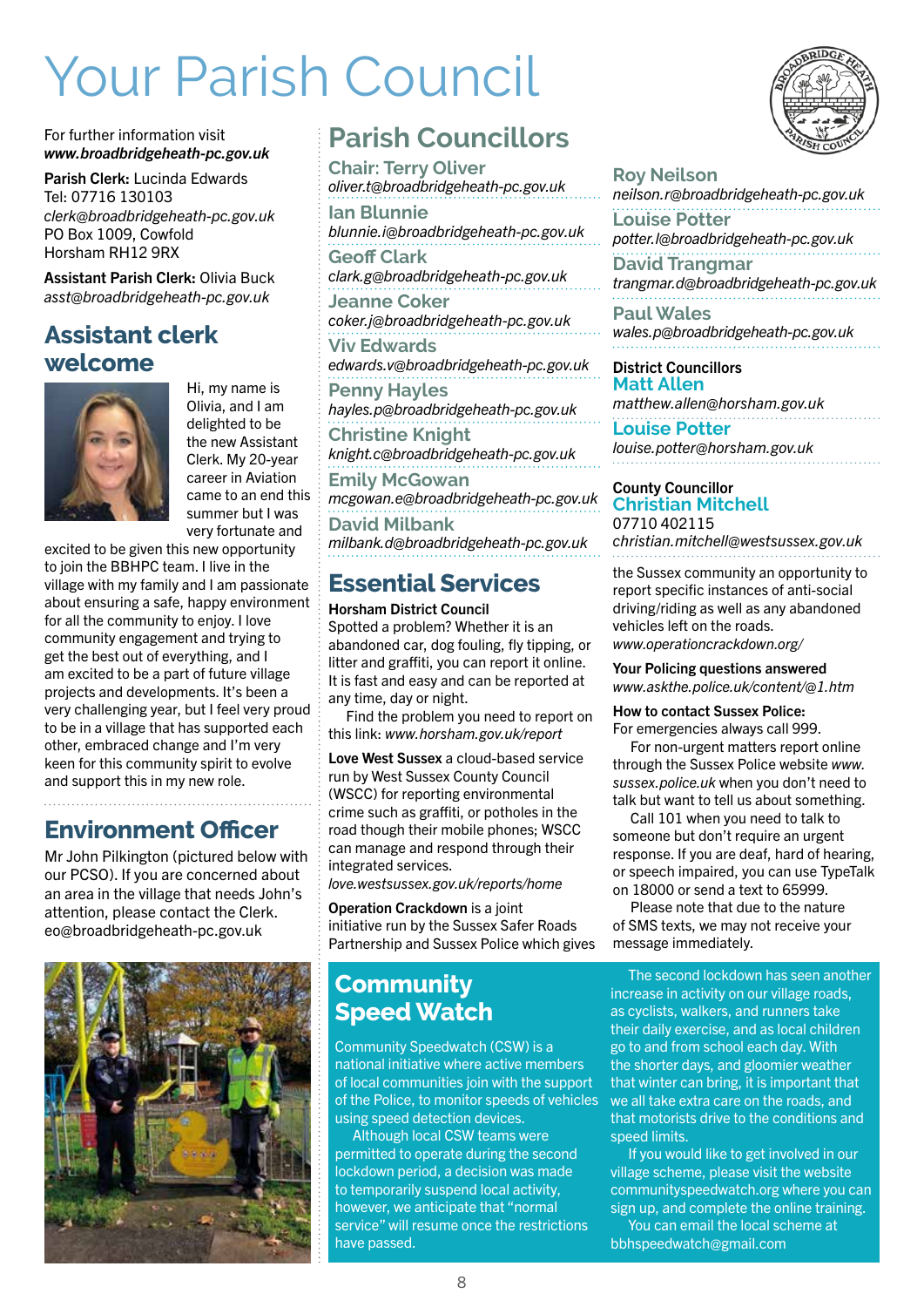# Your Parish Council

For further information visit
***www.broadbridgeheath-pc.gov.uk***

**Parish Clerk:** Lucinda Edwards
Tel: 07716 130103
*clerk@broadbridgeheath-pc.gov.uk*
PO Box 1009, Cowfold
Horsham RH12 9RX

**Assistant Parish Clerk:** Olivia Buck
*asst@broadbridgeheath-pc.gov.uk*

## Assistant clerk welcome

Hi, my name is Olivia, and I am delighted to be the new Assistant Clerk. My 20-year career in Aviation came to an end this summer but I was very fortunate and excited to be given this new opportunity to join the BBHPC team. I live in the village with my family and I am passionate about ensuring a safe, happy environment for all the community to enjoy. I love community engagement and trying to get the best out of everything, and I am excited to be a part of future village projects and developments. It's been a very challenging year, but I feel very proud to be in a village that has supported each other, embraced change and I'm very keen for this community spirit to evolve and support this in my new role.

## Environment Officer

Mr John Pilkington (pictured below with our PCSO). If you are concerned about an area in the village that needs John's attention, please contact the Clerk. eo@broadbridgeheath-pc.gov.uk

## Parish Councillors

**Chair: Terry Oliver**
*oliver.t@broadbridgeheath-pc.gov.uk*

**Ian Blunnie**
*blunnie.i@broadbridgeheath-pc.gov.uk*

**Geoff Clark**
*clark.g@broadbridgeheath-pc.gov.uk*

**Jeanne Coker**
*coker.j@broadbridgeheath-pc.gov.uk*

**Viv Edwards**
*edwards.v@broadbridgeheath-pc.gov.uk*

**Penny Hayles**
*hayles.p@broadbridgeheath-pc.gov.uk*

**Christine Knight**
*knight.c@broadbridgeheath-pc.gov.uk*

**Emily McGowan**
*mcgowan.e@broadbridgeheath-pc.gov.uk*

**David Milbank**
*milbank.d@broadbridgeheath-pc.gov.uk*

**Roy Neilson**
*neilson.r@broadbridgeheath-pc.gov.uk*

**Louise Potter**
*potter.l@broadbridgeheath-pc.gov.uk*

**David Trangmar**
*trangmar.d@broadbridgeheath-pc.gov.uk*

**Paul Wales**
*wales.p@broadbridgeheath-pc.gov.uk*

**District Councillors**

**Matt Allen**
*matthew.allen@horsham.gov.uk*

**Louise Potter**
*louise.potter@horsham.gov.uk*

**County Councillor**

**Christian Mitchell**
07710 402115
*christian.mitchell@westsussex.gov.uk*

## Essential Services

**Horsham District Council**
Spotted a problem? Whether it is an abandoned car, dog fouling, fly tipping, or litter and graffiti, you can report it online. It is fast and easy and can be reported at any time, day or night.

Find the problem you need to report on this link: *www.horsham.gov.uk/report*

**Love West Sussex** a cloud-based service run by West Sussex County Council (WSCC) for reporting environmental crime such as graffiti, or potholes in the road though their mobile phones; WSCC can manage and respond through their integrated services.
*love.westsussex.gov.uk/reports/home*

**Operation Crackdown** is a joint initiative run by the Sussex Safer Roads Partnership and Sussex Police which gives the Sussex community an opportunity to report specific instances of anti-social driving/riding as well as any abandoned vehicles left on the roads.
*www.operationcrackdown.org/*

**Your Policing questions answered**
*www.askthe.police.uk/content/@1.htm*

**How to contact Sussex Police:**
For emergencies always call 999.

For non-urgent matters report online through the Sussex Police website *www.sussex.police.uk* when you don't need to talk but want to tell us about something.

Call 101 when you need to talk to someone but don't require an urgent response. If you are deaf, hard of hearing, or speech impaired, you can use TypeTalk on 18000 or send a text to 65999.

Please note that due to the nature of SMS texts, we may not receive your message immediately.

## Community Speed Watch

Community Speedwatch (CSW) is a national initiative where active members of local communities join with the support of the Police, to monitor speeds of vehicles using speed detection devices.

Although local CSW teams were permitted to operate during the second lockdown period, a decision was made to temporarily suspend local activity, however, we anticipate that "normal service" will resume once the restrictions have passed.

The second lockdown has seen another increase in activity on our village roads, as cyclists, walkers, and runners take their daily exercise, and as local children go to and from school each day. With the shorter days, and gloomier weather that winter can bring, it is important that we all take extra care on the roads, and that motorists drive to the conditions and speed limits.

If you would like to get involved in our village scheme, please visit the website communityspeedwatch.org where you can sign up, and complete the online training.

You can email the local scheme at bbhspeedwatch@gmail.com